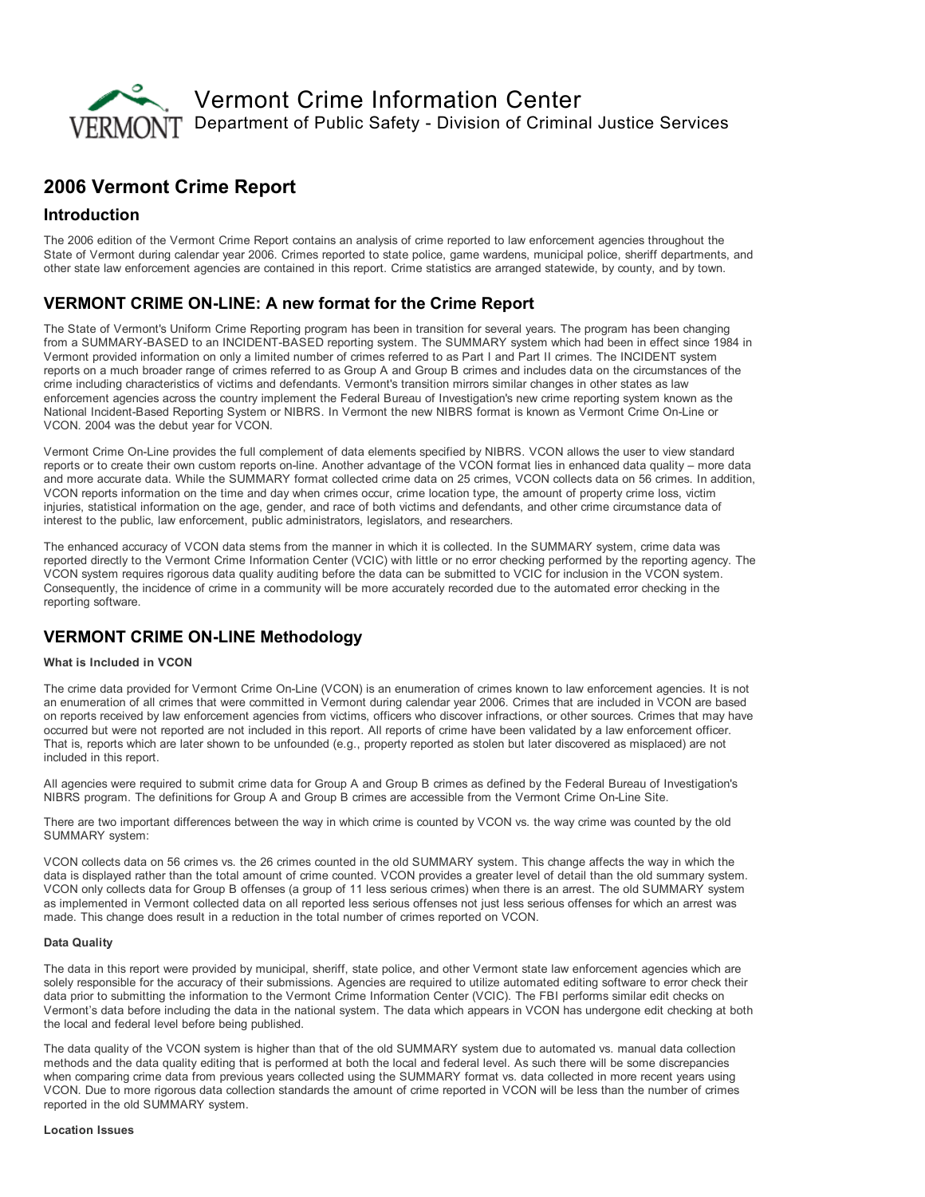# Vermont Crime Information Center

Department of Public Safety - Division of Criminal Justice Services

## 2006 Vermont Crime Report

### Introduction

The 2006 edition of the Vermont Crime Report contains an analysis of crime reported to law enforcement agencies throughout the State of Vermont during calendar year 2006. Crimes reported to state police, game wardens, municipal police, sheriff departments, and other state law enforcement agencies are contained in this report. Crime statistics are arranged statewide, by county, and by town.

### VERMONT CRIME ON-LINE: A new format for the Crime Report

The State of Vermont's Uniform Crime Reporting program has been in transition for several years. The program has been changing from a SUMMARY-BASED to an INCIDENT-BASED reporting system. The SUMMARY system which had been in effect since 1984 in Vermont provided information on only a limited number of crimes referred to as Part I and Part II crimes. The INCIDENT system reports on a much broader range of crimes referred to as Group A and Group B crimes and includes data on the circumstances of the crime including characteristics of victims and defendants. Vermont's transition mirrors similar changes in other states as law enforcement agencies across the country implement the Federal Bureau of Investigation's new crime reporting system known as the National Incident-Based Reporting System or NIBRS. In Vermont the new NIBRS format is known as Vermont Crime On-Line or VCON. 2004 was the debut year for VCON.

Vermont Crime On-Line provides the full complement of data elements specified by NIBRS. VCON allows the user to view standard reports or to create their own custom reports on-line. Another advantage of the VCON format lies in enhanced data quality – more data and more accurate data. While the SUMMARY format collected crime data on 25 crimes, VCON collects data on 56 crimes. In addition, VCON reports information on the time and day when crimes occur, crime location type, the amount of property crime loss, victim injuries, statistical information on the age, gender, and race of both victims and defendants, and other crime circumstance data of interest to the public, law enforcement, public administrators, legislators, and researchers.

The enhanced accuracy of VCON data stems from the manner in which it is collected. In the SUMMARY system, crime data was reported directly to the Vermont Crime Information Center (VCIC) with little or no error checking performed by the reporting agency. The VCON system requires rigorous data quality auditing before the data can be submitted to VCIC for inclusion in the VCON system. Consequently, the incidence of crime in a community will be more accurately recorded due to the automated error checking in the reporting software.

### VERMONT CRIME ON-LINE Methodology

#### What is Included in VCON

The crime data provided for Vermont Crime On-Line (VCON) is an enumeration of crimes known to law enforcement agencies. It is not an enumeration of all crimes that were committed in Vermont during calendar year 2006. Crimes that are included in VCON are based on reports received by law enforcement agencies from victims, officers who discover infractions, or other sources. Crimes that may have occurred but were not reported are not included in this report. All reports of crime have been validated by a law enforcement officer. That is, reports which are later shown to be unfounded (e.g., property reported as stolen but later discovered as misplaced) are not included in this report.

All agencies were required to submit crime data for Group A and Group B crimes as defined by the Federal Bureau of Investigation's NIBRS program. The definitions for Group A and Group B crimes are accessible from the Vermont Crime On-Line Site.

There are two important differences between the way in which crime is counted by VCON vs. the way crime was counted by the old SUMMARY system:

VCON collects data on 56 crimes vs. the 26 crimes counted in the old SUMMARY system. This change affects the way in which the data is displayed rather than the total amount of crime counted. VCON provides a greater level of detail than the old summary system. VCON only collects data for Group B offenses (a group of 11 less serious crimes) when there is an arrest. The old SUMMARY system as implemented in Vermont collected data on all reported less serious offenses not just less serious offenses for which an arrest was made. This change does result in a reduction in the total number of crimes reported on VCON.

#### Data Quality

The data in this report were provided by municipal, sheriff, state police, and other Vermont state law enforcement agencies which are solely responsible for the accuracy of their submissions. Agencies are required to utilize automated editing software to error check their data prior to submitting the information to the Vermont Crime Information Center (VCIC). The FBI performs similar edit checks on Vermont's data before including the data in the national system. The data which appears in VCON has undergone edit checking at both the local and federal level before being published.

The data quality of the VCON system is higher than that of the old SUMMARY system due to automated vs. manual data collection methods and the data quality editing that is performed at both the local and federal level. As such there will be some discrepancies when comparing crime data from previous years collected using the SUMMARY format vs. data collected in more recent years using VCON. Due to more rigorous data collection standards the amount of crime reported in VCON will be less than the number of crimes reported in the old SUMMARY system.

#### Location Issues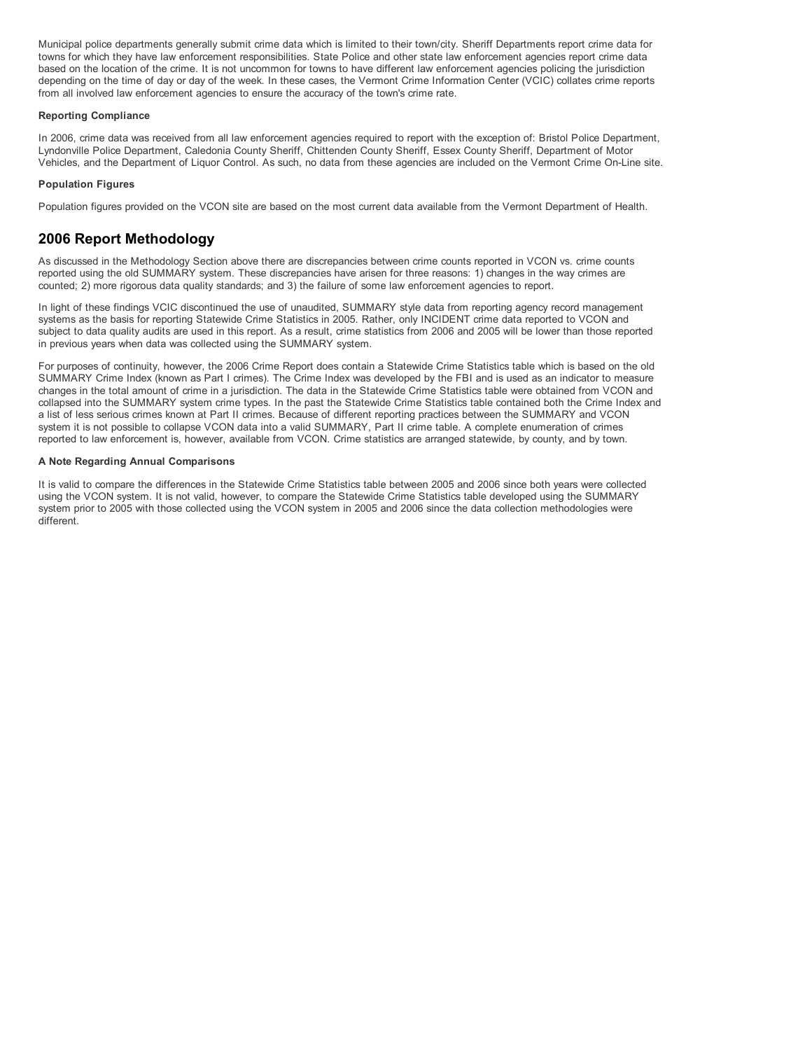Municipal police departments generally submit crime data which is limited to their town/city. Sheriff Departments report crime data for towns for which they have law enforcement responsibilities. State Police and other state law enforcement agencies report crime data based on the location of the crime. It is not uncommon for towns to have different law enforcement agencies policing the jurisdiction depending on the time of day or day of the week. In these cases, the Vermont Crime Information Center (VCIC) collates crime reports from all involved law enforcement agencies to ensure the accuracy of the town's crime rate.

**Reporting Compliance**

In 2006, crime data was received from all law enforcement agencies required to report with the exception of: Bristol Police Department, Lyndonville Police Department, Caledonia County Sheriff, Chittenden County Sheriff, Essex County Sheriff, Department of Motor Vehicles, and the Department of Liquor Control. As such, no data from these agencies are included on the Vermont Crime On-Line site.

**Population Figures**

Population figures provided on the VCON site are based on the most current data available from the Vermont Department of Health.

## 2006 Report Methodology

As discussed in the Methodology Section above there are discrepancies between crime counts reported in VCON vs. crime counts reported using the old SUMMARY system. These discrepancies have arisen for three reasons: 1) changes in the way crimes are counted; 2) more rigorous data quality standards; and 3) the failure of some law enforcement agencies to report.

In light of these findings VCIC discontinued the use of unaudited, SUMMARY style data from reporting agency record management systems as the basis for reporting Statewide Crime Statistics in 2005. Rather, only INCIDENT crime data reported to VCON and subject to data quality audits are used in this report. As a result, crime statistics from 2006 and 2005 will be lower than those reported in previous years when data was collected using the SUMMARY system.

For purposes of continuity, however, the 2006 Crime Report does contain a Statewide Crime Statistics table which is based on the old SUMMARY Crime Index (known as Part I crimes). The Crime Index was developed by the FBI and is used as an indicator to measure changes in the total amount of crime in a jurisdiction. The data in the Statewide Crime Statistics table were obtained from VCON and collapsed into the SUMMARY system crime types. In the past the Statewide Crime Statistics table contained both the Crime Index and a list of less serious crimes known at Part II crimes. Because of different reporting practices between the SUMMARY and VCON system it is not possible to collapse VCON data into a valid SUMMARY, Part II crime table. A complete enumeration of crimes reported to law enforcement is, however, available from VCON. Crime statistics are arranged statewide, by county, and by town.

**A Note Regarding Annual Comparisons**

It is valid to compare the differences in the Statewide Crime Statistics table between 2005 and 2006 since both years were collected using the VCON system. It is not valid, however, to compare the Statewide Crime Statistics table developed using the SUMMARY system prior to 2005 with those collected using the VCON system in 2005 and 2006 since the data collection methodologies were different.